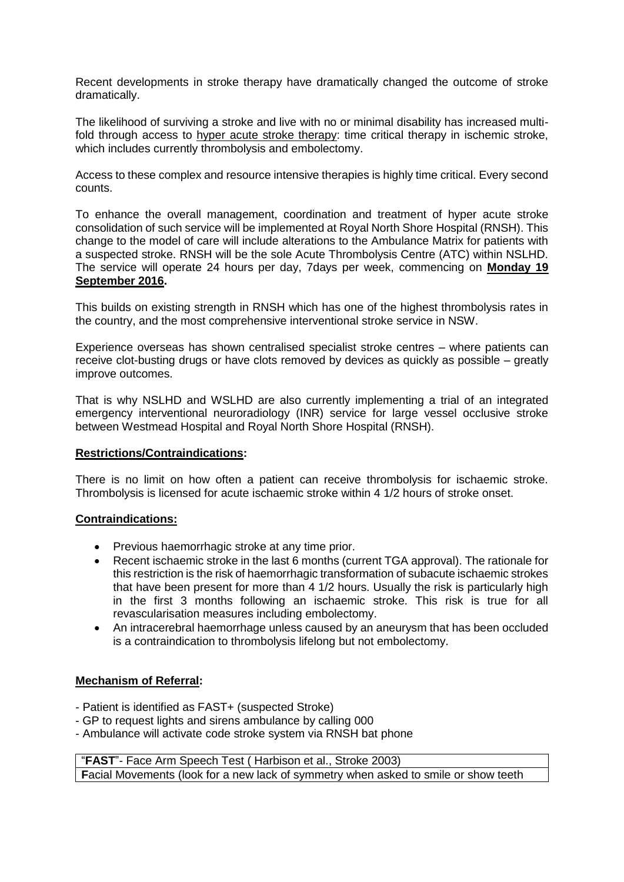Recent developments in stroke therapy have dramatically changed the outcome of stroke dramatically.

The likelihood of surviving a stroke and live with no or minimal disability has increased multi-fold through access to hyper acute stroke therapy: time critical therapy in ischemic stroke, which includes currently thrombolysis and embolectomy.

Access to these complex and resource intensive therapies is highly time critical. Every second counts.

To enhance the overall management, coordination and treatment of hyper acute stroke consolidation of such service will be implemented at Royal North Shore Hospital (RNSH). This change to the model of care will include alterations to the Ambulance Matrix for patients with a suspected stroke. RNSH will be the sole Acute Thrombolysis Centre (ATC) within NSLHD. The service will operate 24 hours per day, 7days per week, commencing on **Monday 19 September 2016**.

This builds on existing strength in RNSH which has one of the highest thrombolysis rates in the country, and the most comprehensive interventional stroke service in NSW.

Experience overseas has shown centralised specialist stroke centres – where patients can receive clot-busting drugs or have clots removed by devices as quickly as possible – greatly improve outcomes.

That is why NSLHD and WSLHD are also currently implementing a trial of an integrated emergency interventional neuroradiology (INR) service for large vessel occlusive stroke between Westmead Hospital and Royal North Shore Hospital (RNSH).

**Restrictions/Contraindications:**

There is no limit on how often a patient can receive thrombolysis for ischaemic stroke. Thrombolysis is licensed for acute ischaemic stroke within 4 1/2 hours of stroke onset.

**Contraindications:**

- Previous haemorrhagic stroke at any time prior.
- Recent ischaemic stroke in the last 6 months (current TGA approval). The rationale for this restriction is the risk of haemorrhagic transformation of subacute ischaemic strokes that have been present for more than 4 1/2 hours. Usually the risk is particularly high in the first 3 months following an ischaemic stroke. This risk is true for all revascularisation measures including embolectomy.
- An intracerebral haemorrhage unless caused by an aneurysm that has been occluded is a contraindication to thrombolysis lifelong but not embolectomy.

**Mechanism of Referral:**

- Patient is identified as FAST+ (suspected Stroke)
- GP to request lights and sirens ambulance by calling 000
- Ambulance will activate code stroke system via RNSH bat phone

| "**FAST**"- Face Arm Speech Test ( Harbison et al., Stroke 2003) |
| --- |
| **F**acial Movements (look for a new lack of symmetry when asked to smile or show teeth |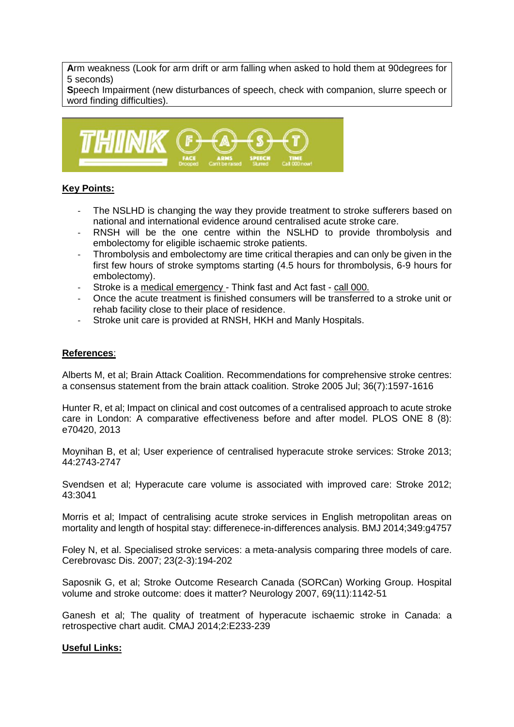| **A**rm weakness (Look for arm drift or arm falling when asked to hold them at 90degrees for 5 seconds)<br>**S**peech Impairment (new disturbances of speech, check with companion, slurre speech or word finding difficulties). |
|---|

THINK F A S T
FACE Drooped · ARMS Can't be raised · SPEECH Slurred · TIME Call 000 now!

## Key Points:

- The NSLHD is changing the way they provide treatment to stroke sufferers based on national and international evidence around centralised acute stroke care.
- RNSH will be the one centre within the NSLHD to provide thrombolysis and embolectomy for eligible ischaemic stroke patients.
- Thrombolysis and embolectomy are time critical therapies and can only be given in the first few hours of stroke symptoms starting (4.5 hours for thrombolysis, 6-9 hours for embolectomy).
- Stroke is a medical emergency - Think fast and Act fast - call 000.
- Once the acute treatment is finished consumers will be transferred to a stroke unit or rehab facility close to their place of residence.
- Stroke unit care is provided at RNSH, HKH and Manly Hospitals.

## References:

Alberts M, et al; Brain Attack Coalition. Recommendations for comprehensive stroke centres: a consensus statement from the brain attack coalition. Stroke 2005 Jul; 36(7):1597-1616

Hunter R, et al; Impact on clinical and cost outcomes of a centralised approach to acute stroke care in London: A comparative effectiveness before and after model. PLOS ONE 8 (8): e70420, 2013

Moynihan B, et al; User experience of centralised hyperacute stroke services: Stroke 2013; 44:2743-2747

Svendsen et al; Hyperacute care volume is associated with improved care: Stroke 2012; 43:3041

Morris et al; Impact of centralising acute stroke services in English metropolitan areas on mortality and length of hospital stay: differenece-in-differences analysis. BMJ 2014;349:g4757

Foley N, et al. Specialised stroke services: a meta-analysis comparing three models of care. Cerebrovasc Dis. 2007; 23(2-3):194-202

Saposnik G, et al; Stroke Outcome Research Canada (SORCan) Working Group. Hospital volume and stroke outcome: does it matter? Neurology 2007, 69(11):1142-51

Ganesh et al; The quality of treatment of hyperacute ischaemic stroke in Canada: a retrospective chart audit. CMAJ 2014;2:E233-239

## Useful Links: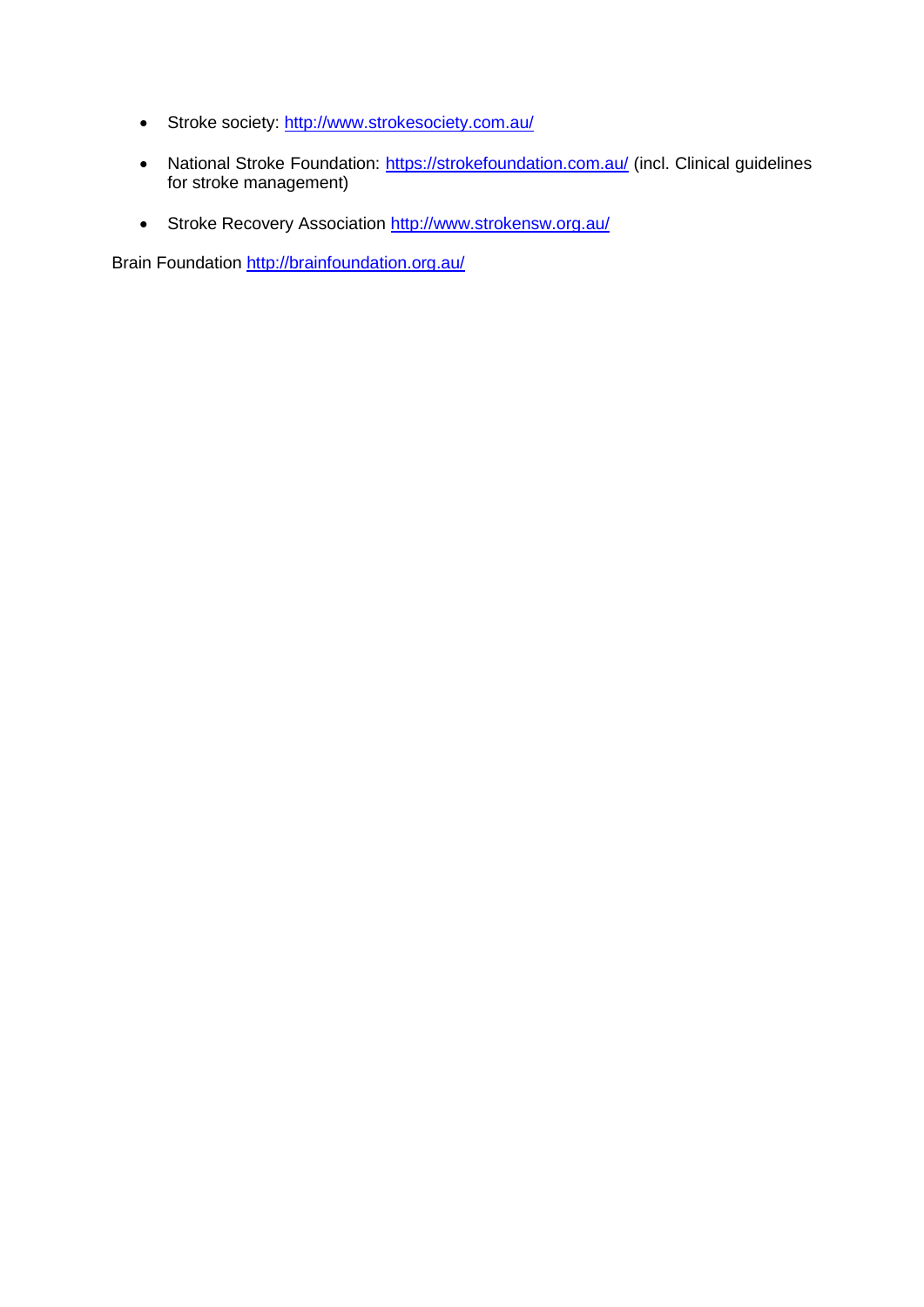- Stroke society: http://www.strokesociety.com.au/
- National Stroke Foundation: https://strokefoundation.com.au/ (incl. Clinical guidelines for stroke management)
- Stroke Recovery Association http://www.strokensw.org.au/

Brain Foundation http://brainfoundation.org.au/